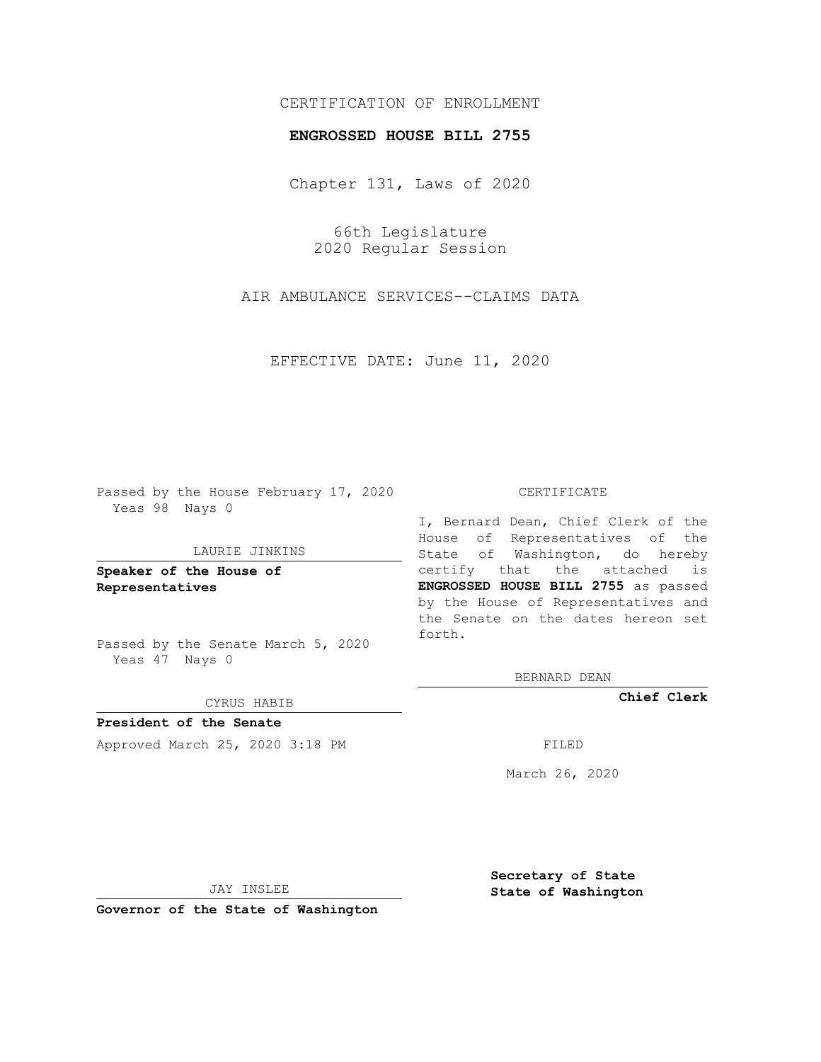CERTIFICATION OF ENROLLMENT

**ENGROSSED HOUSE BILL 2755**

Chapter 131, Laws of 2020

66th Legislature
2020 Regular Session

AIR AMBULANCE SERVICES--CLAIMS DATA

EFFECTIVE DATE: June 11, 2020

Passed by the House February 17, 2020
Yeas 98 Nays 0

LAURIE JINKINS

**Speaker of the House of Representatives**

Passed by the Senate March 5, 2020
Yeas 47 Nays 0

CYRUS HABIB

**President of the Senate**

Approved March 25, 2020 3:18 PM

JAY INSLEE

**Governor of the State of Washington**

CERTIFICATE

I, Bernard Dean, Chief Clerk of the House of Representatives of the State of Washington, do hereby certify that the attached is **ENGROSSED HOUSE BILL 2755** as passed by the House of Representatives and the Senate on the dates hereon set forth.

BERNARD DEAN

**Chief Clerk**

FILED

March 26, 2020

**Secretary of State**
**State of Washington**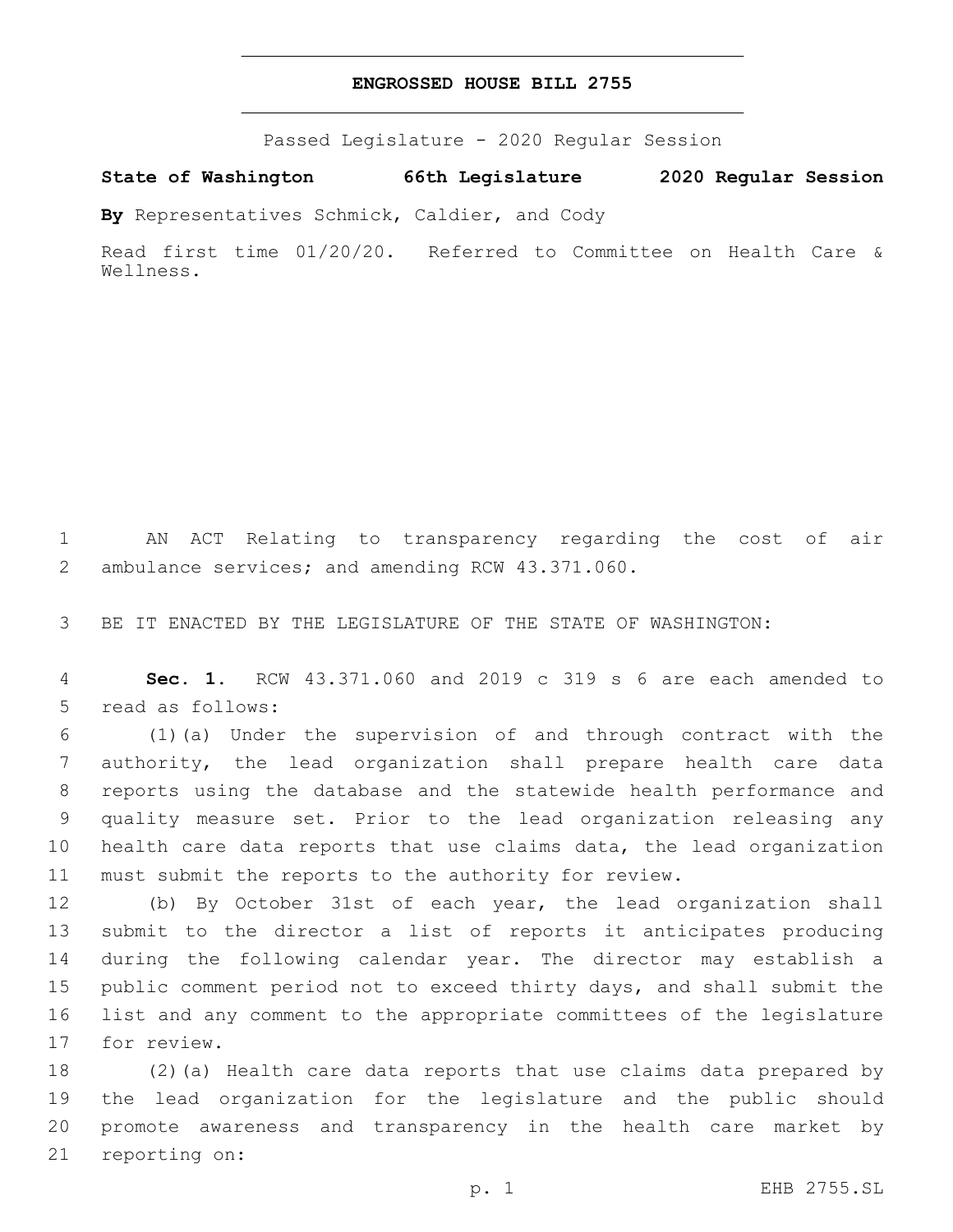# ENGROSSED HOUSE BILL 2755

Passed Legislature - 2020 Regular Session

**State of Washington 66th Legislature 2020 Regular Session**

**By** Representatives Schmick, Caldier, and Cody

Read first time 01/20/20. Referred to Committee on Health Care & Wellness.

AN ACT Relating to transparency regarding the cost of air ambulance services; and amending RCW 43.371.060.

BE IT ENACTED BY THE LEGISLATURE OF THE STATE OF WASHINGTON:

**Sec. 1.** RCW 43.371.060 and 2019 c 319 s 6 are each amended to read as follows:

(1)(a) Under the supervision of and through contract with the authority, the lead organization shall prepare health care data reports using the database and the statewide health performance and quality measure set. Prior to the lead organization releasing any health care data reports that use claims data, the lead organization must submit the reports to the authority for review.

(b) By October 31st of each year, the lead organization shall submit to the director a list of reports it anticipates producing during the following calendar year. The director may establish a public comment period not to exceed thirty days, and shall submit the list and any comment to the appropriate committees of the legislature for review.

(2)(a) Health care data reports that use claims data prepared by the lead organization for the legislature and the public should promote awareness and transparency in the health care market by reporting on: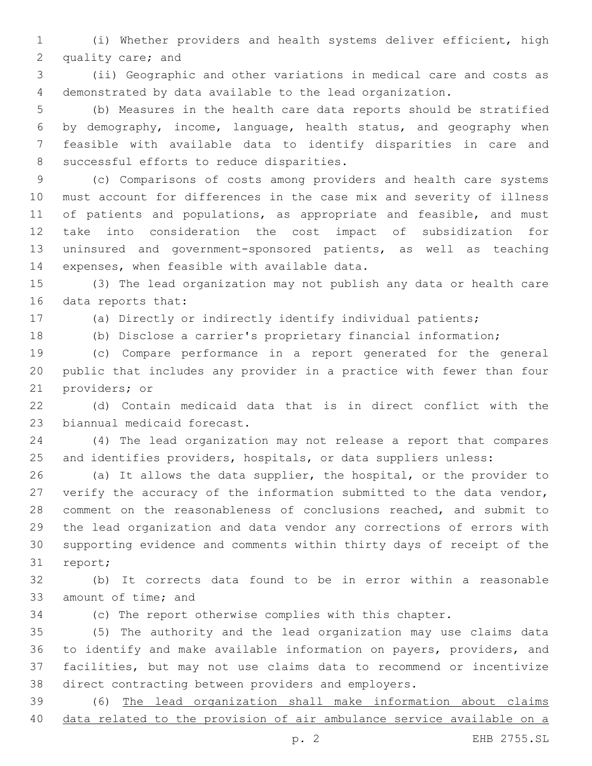(i) Whether providers and health systems deliver efficient, high quality care; and

(ii) Geographic and other variations in medical care and costs as demonstrated by data available to the lead organization.

(b) Measures in the health care data reports should be stratified by demography, income, language, health status, and geography when feasible with available data to identify disparities in care and successful efforts to reduce disparities.

(c) Comparisons of costs among providers and health care systems must account for differences in the case mix and severity of illness of patients and populations, as appropriate and feasible, and must take into consideration the cost impact of subsidization for uninsured and government-sponsored patients, as well as teaching expenses, when feasible with available data.

(3) The lead organization may not publish any data or health care data reports that:

(a) Directly or indirectly identify individual patients;

(b) Disclose a carrier's proprietary financial information;

(c) Compare performance in a report generated for the general public that includes any provider in a practice with fewer than four providers; or

(d) Contain medicaid data that is in direct conflict with the biannual medicaid forecast.

(4) The lead organization may not release a report that compares and identifies providers, hospitals, or data suppliers unless:

(a) It allows the data supplier, the hospital, or the provider to verify the accuracy of the information submitted to the data vendor, comment on the reasonableness of conclusions reached, and submit to the lead organization and data vendor any corrections of errors with supporting evidence and comments within thirty days of receipt of the report;

(b) It corrects data found to be in error within a reasonable amount of time; and

(c) The report otherwise complies with this chapter.

(5) The authority and the lead organization may use claims data to identify and make available information on payers, providers, and facilities, but may not use claims data to recommend or incentivize direct contracting between providers and employers.

(6) <u>The lead organization shall make information about claims data related to the provision of air ambulance service available on a</u>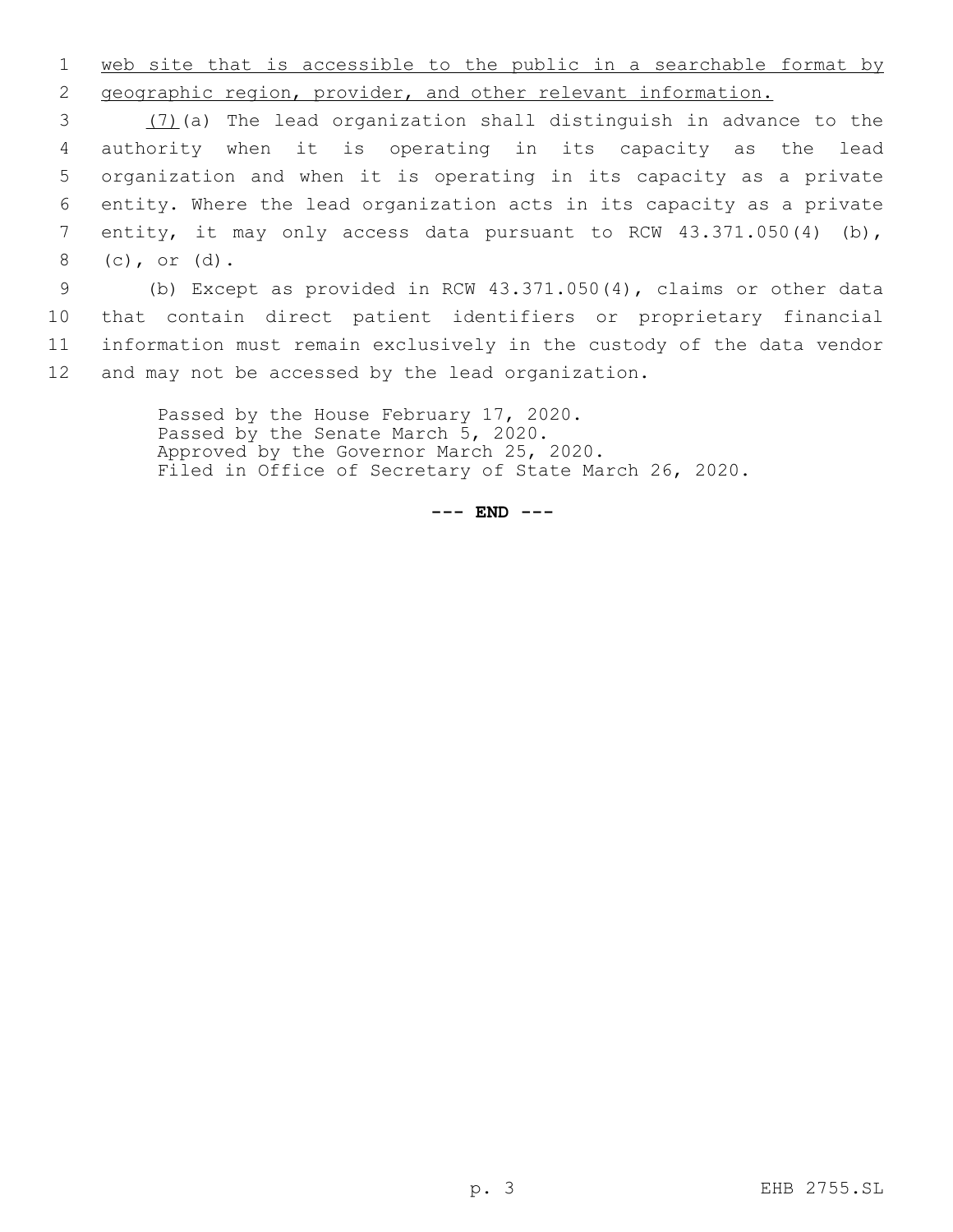web site that is accessible to the public in a searchable format by geographic region, provider, and other relevant information.

(7)(a) The lead organization shall distinguish in advance to the authority when it is operating in its capacity as the lead organization and when it is operating in its capacity as a private entity. Where the lead organization acts in its capacity as a private entity, it may only access data pursuant to RCW 43.371.050(4) (b), (c), or (d).

(b) Except as provided in RCW 43.371.050(4), claims or other data that contain direct patient identifiers or proprietary financial information must remain exclusively in the custody of the data vendor and may not be accessed by the lead organization.

Passed by the House February 17, 2020.
Passed by the Senate March 5, 2020.
Approved by the Governor March 25, 2020.
Filed in Office of Secretary of State March 26, 2020.

**--- END ---**